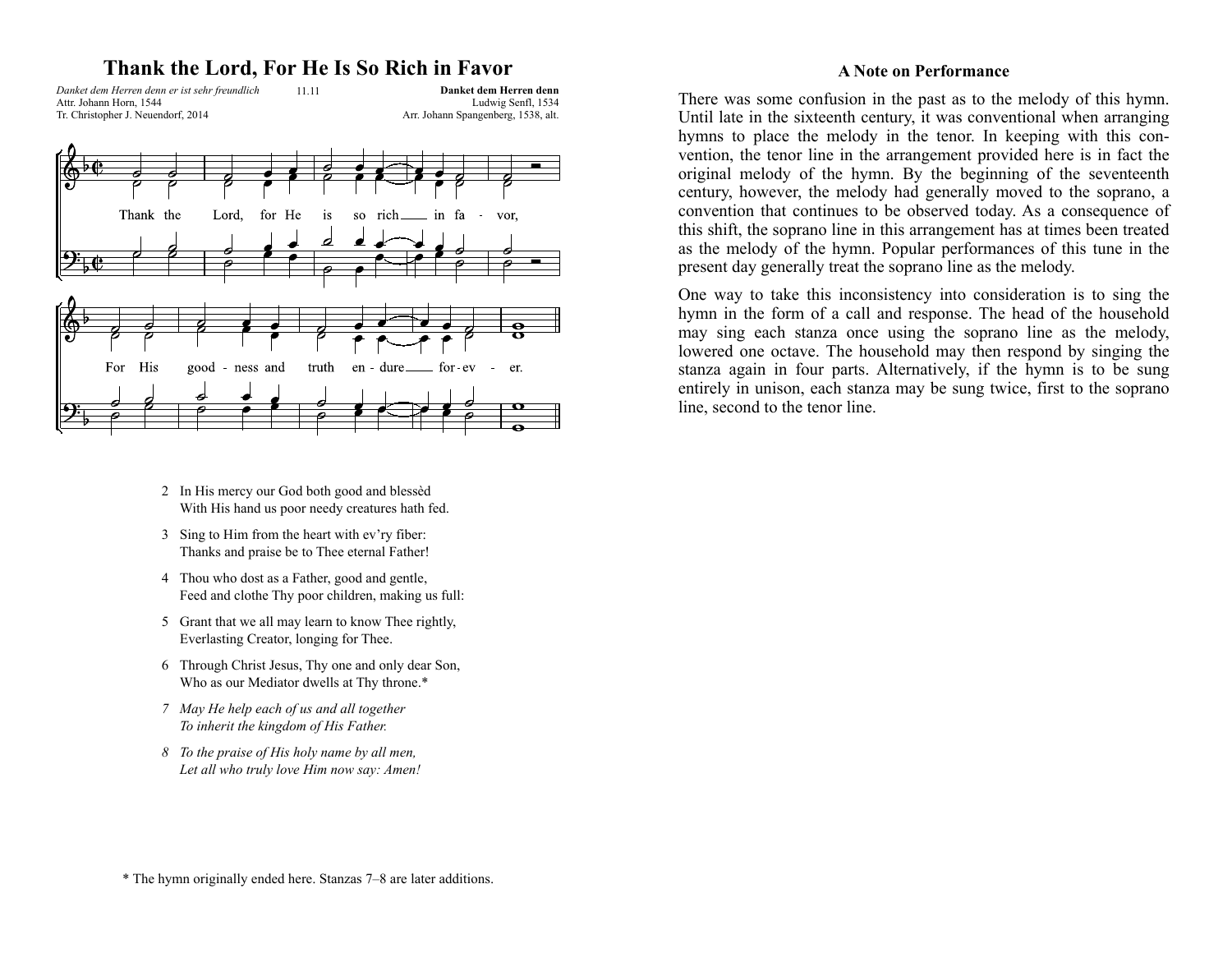# Thank the Lord, For He Is So Rich in Favor

*Danket dem Herren denn er ist sehr freundlich*
Attr. Johann Horn, 1544
Tr. Christopher J. Neuendorf, 2014

11.11

**Danket dem Herren denn**
Ludwig Senfl, 1534
Arr. Johann Spangenberg, 1538, alt.

Thank the Lord, for He is so rich in favor,
For His goodness and truth endure forever.

2 In His mercy our God both good and blessèd
With His hand us poor needy creatures hath fed.

3 Sing to Him from the heart with ev'ry fiber:
Thanks and praise be to Thee eternal Father!

4 Thou who dost as a Father, good and gentle,
Feed and clothe Thy poor children, making us full:

5 Grant that we all may learn to know Thee rightly,
Everlasting Creator, longing for Thee.

6 Through Christ Jesus, Thy one and only dear Son,
Who as our Mediator dwells at Thy throne.*

*7 May He help each of us and all together*
*To inherit the kingdom of His Father.*

*8 To the praise of His holy name by all men,*
*Let all who truly love Him now say: Amen!*

* The hymn originally ended here. Stanzas 7–8 are later additions.

### A Note on Performance

There was some confusion in the past as to the melody of this hymn. Until late in the sixteenth century, it was conventional when arranging hymns to place the melody in the tenor. In keeping with this convention, the tenor line in the arrangement provided here is in fact the original melody of the hymn. By the beginning of the seventeenth century, however, the melody had generally moved to the soprano, a convention that continues to be observed today. As a consequence of this shift, the soprano line in this arrangement has at times been treated as the melody of the hymn. Popular performances of this tune in the present day generally treat the soprano line as the melody.

One way to take this inconsistency into consideration is to sing the hymn in the form of a call and response. The head of the household may sing each stanza once using the soprano line as the melody, lowered one octave. The household may then respond by singing the stanza again in four parts. Alternatively, if the hymn is to be sung entirely in unison, each stanza may be sung twice, first to the soprano line, second to the tenor line.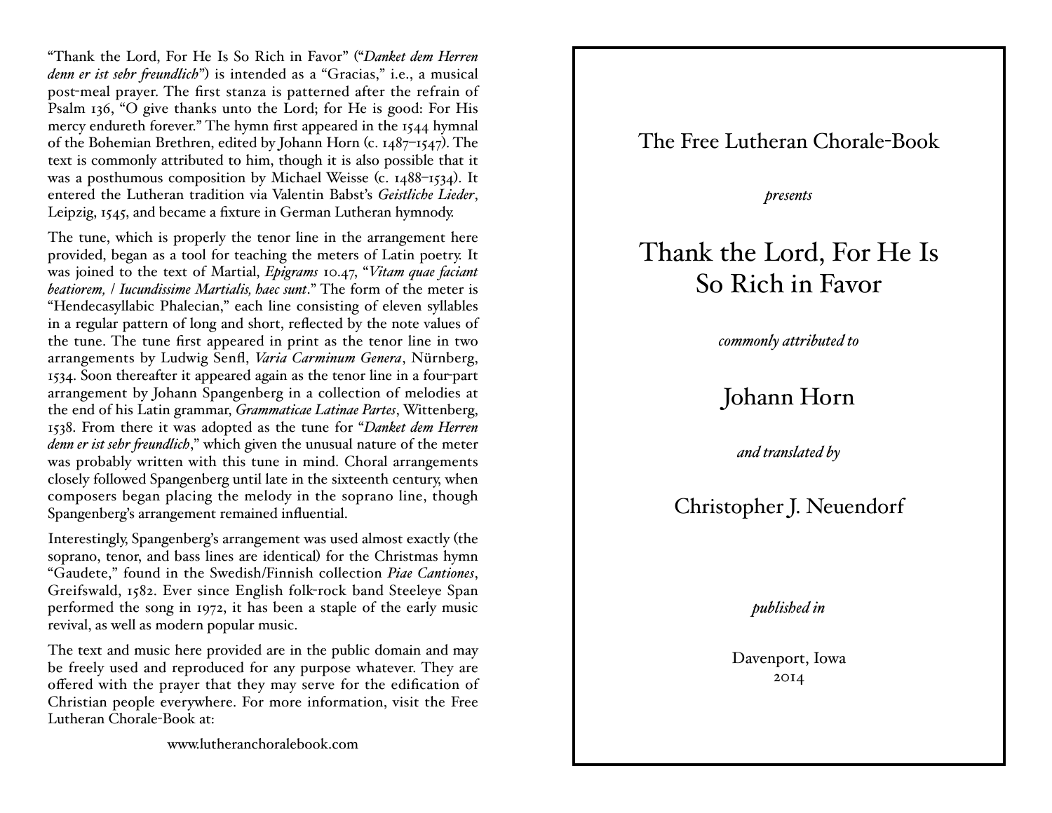"Thank the Lord, For He Is So Rich in Favor" ("*Danket dem Herren denn er ist sehr freundlich*") is intended as a "Gracias," i.e., a musical post-meal prayer. The first stanza is patterned after the refrain of Psalm 136, "O give thanks unto the Lord; for He is good: For His mercy endureth forever." The hymn first appeared in the 1544 hymnal of the Bohemian Brethren, edited by Johann Horn (c. 1487–1547). The text is commonly attributed to him, though it is also possible that it was a posthumous composition by Michael Weisse (c. 1488–1534). It entered the Lutheran tradition via Valentin Babst's *Geistliche Lieder*, Leipzig, 1545, and became a fixture in German Lutheran hymnody.

The tune, which is properly the tenor line in the arrangement here provided, began as a tool for teaching the meters of Latin poetry. It was joined to the text of Martial, *Epigrams* 10.47, "*Vitam quae faciant beatiorem, / Iucundissime Martialis, haec sunt*." The form of the meter is "Hendecasyllabic Phalecian," each line consisting of eleven syllables in a regular pattern of long and short, reflected by the note values of the tune. The tune first appeared in print as the tenor line in two arrangements by Ludwig Senfl, *Varia Carminum Genera*, Nürnberg, 1534. Soon thereafter it appeared again as the tenor line in a four-part arrangement by Johann Spangenberg in a collection of melodies at the end of his Latin grammar, *Grammaticae Latinae Partes*, Wittenberg, 1538. From there it was adopted as the tune for "*Danket dem Herren denn er ist sehr freundlich*," which given the unusual nature of the meter was probably written with this tune in mind. Choral arrangements closely followed Spangenberg until late in the sixteenth century, when composers began placing the melody in the soprano line, though Spangenberg's arrangement remained influential.

Interestingly, Spangenberg's arrangement was used almost exactly (the soprano, tenor, and bass lines are identical) for the Christmas hymn "Gaudete," found in the Swedish/Finnish collection *Piae Cantiones*, Greifswald, 1582. Ever since English folk-rock band Steeleye Span performed the song in 1972, it has been a staple of the early music revival, as well as modern popular music.

The text and music here provided are in the public domain and may be freely used and reproduced for any purpose whatever. They are offered with the prayer that they may serve for the edification of Christian people everywhere. For more information, visit the Free Lutheran Chorale-Book at:

www.lutheranchoralebook.com

The Free Lutheran Chorale-Book

*presents*

# Thank the Lord, For He Is So Rich in Favor

*commonly attributed to*

Johann Horn

*and translated by*

Christopher J. Neuendorf

*published in*

Davenport, Iowa
2014